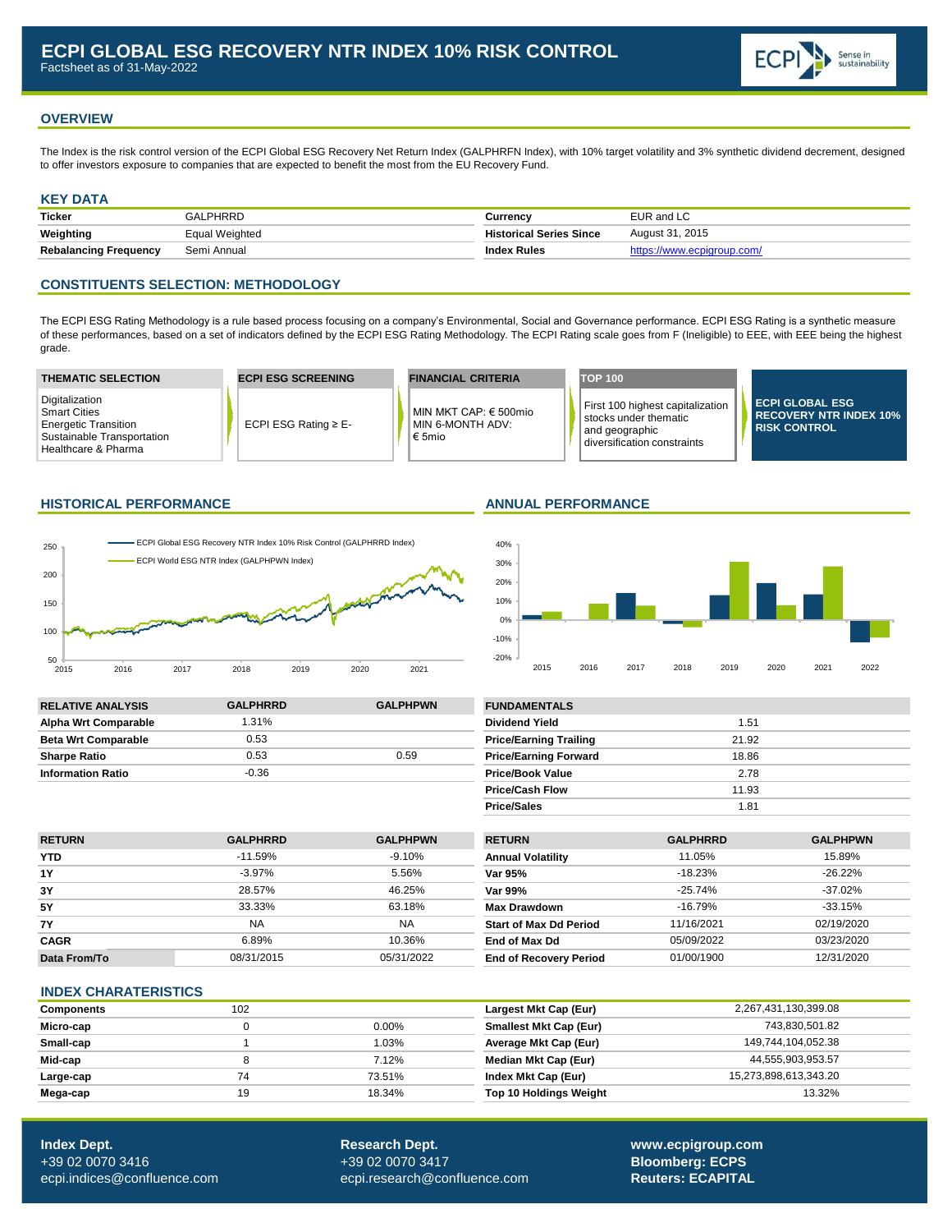# ECPI GLOBAL ESG RECOVERY NTR INDEX 10% RISK CONTROL

Factsheet as of 31-May-2022

## OVERVIEW

The Index is the risk control version of the ECPI Global ESG Recovery Net Return Index (GALPHRFN Index), with 10% target volatility and 3% synthetic dividend decrement, designed to offer investors exposure to companies that are expected to benefit the most from the EU Recovery Fund.

## KEY DATA

| | | | |
|---|---|---|---|
| **Ticker** | GALPHRRD | **Currency** | EUR and LC |
| **Weighting** | Equal Weighted | **Historical Series Since** | August 31, 2015 |
| **Rebalancing Frequency** | Semi Annual | **Index Rules** | https://www.ecpigroup.com/ |

## CONSTITUENTS SELECTION: METHODOLOGY

The ECPI ESG Rating Methodology is a rule based process focusing on a company's Environmental, Social and Governance performance. ECPI ESG Rating is a synthetic measure of these performances, based on a set of indicators defined by the ECPI ESG Rating Methodology. The ECPI Rating scale goes from F (Ineligible) to EEE, with EEE being the highest grade.

| THEMATIC SELECTION | ECPI ESG SCREENING | FINANCIAL CRITERIA | TOP 100 | |
|---|---|---|---|---|
| Digitalization<br>Smart Cities<br>Energetic Transition<br>Sustainable Transportation<br>Healthcare & Pharma | ECPI ESG Rating ≥ E- | MIN MKT CAP: € 500mio<br>MIN 6-MONTH ADV: € 5mio | First 100 highest capitalization stocks under thematic and geographic diversification constraints | **ECPI GLOBAL ESG RECOVERY NTR INDEX 10% RISK CONTROL** |

## HISTORICAL PERFORMANCE

## ANNUAL PERFORMANCE

| RELATIVE ANALYSIS | GALPHRRD | GALPHPWN |
|---|---|---|
| **Alpha Wrt Comparable** | 1.31% | |
| **Beta Wrt Comparable** | 0.53 | |
| **Sharpe Ratio** | 0.53 | 0.59 |
| **Information Ratio** | -0.36 | |

| FUNDAMENTALS | |
|---|---|
| **Dividend Yield** | 1.51 |
| **Price/Earning Trailing** | 21.92 |
| **Price/Earning Forward** | 18.86 |
| **Price/Book Value** | 2.78 |
| **Price/Cash Flow** | 11.93 |
| **Price/Sales** | 1.81 |

| RETURN | GALPHRRD | GALPHPWN |
|---|---|---|
| **YTD** | -11.59% | -9.10% |
| **1Y** | -3.97% | 5.56% |
| **3Y** | 28.57% | 46.25% |
| **5Y** | 33.33% | 63.18% |
| **7Y** | NA | NA |
| **CAGR** | 6.89% | 10.36% |
| **Data From/To** | 08/31/2015 | 05/31/2022 |

| RETURN | GALPHRRD | GALPHPWN |
|---|---|---|
| **Annual Volatility** | 11.05% | 15.89% |
| **Var 95%** | -18.23% | -26.22% |
| **Var 99%** | -25.74% | -37.02% |
| **Max Drawdown** | -16.79% | -33.15% |
| **Start of Max Dd Period** | 11/16/2021 | 02/19/2020 |
| **End of Max Dd** | 05/09/2022 | 03/23/2020 |
| **End of Recovery Period** | 01/00/1900 | 12/31/2020 |

## INDEX CHARATERISTICS

| | | |
|---|---|---|
| **Components** | 102 | |
| **Micro-cap** | 0 | 0.00% |
| **Small-cap** | 1 | 1.03% |
| **Mid-cap** | 8 | 7.12% |
| **Large-cap** | 74 | 73.51% |
| **Mega-cap** | 19 | 18.34% |

| | |
|---|---|
| **Largest Mkt Cap (Eur)** | 2,267,431,130,399.08 |
| **Smallest Mkt Cap (Eur)** | 743,830,501.82 |
| **Average Mkt Cap (Eur)** | 149,744,104,052.38 |
| **Median Mkt Cap (Eur)** | 44,555,903,953.57 |
| **Index Mkt Cap (Eur)** | 15,273,898,613,343.20 |
| **Top 10 Holdings Weight** | 13.32% |

**Index Dept.**
+39 02 0070 3416
ecpi.indices@confluence.com

**Research Dept.**
+39 02 0070 3417
ecpi.research@confluence.com

**www.ecpigroup.com**
**Bloomberg: ECPS**
**Reuters: ECAPITAL**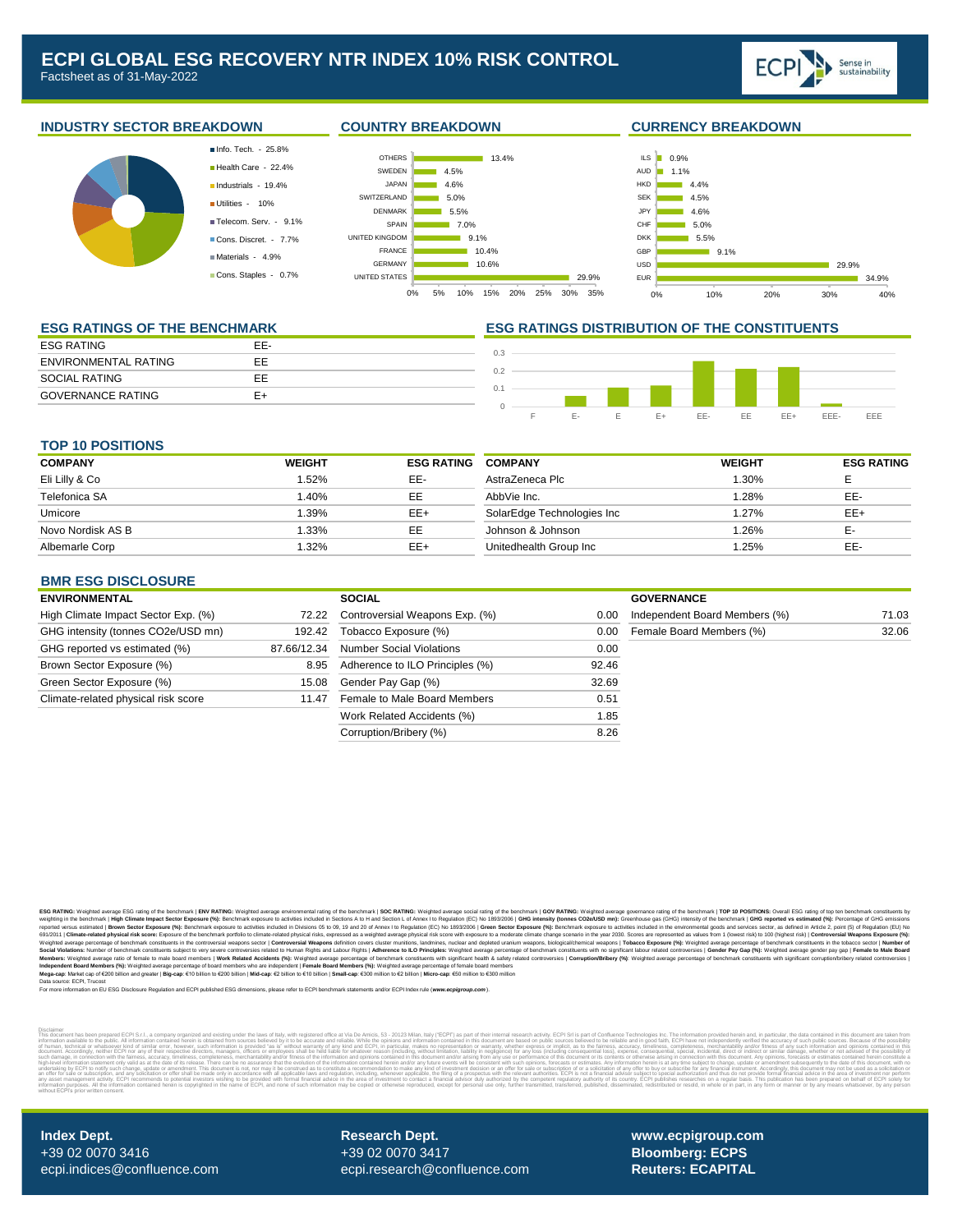# ECPI GLOBAL ESG RECOVERY NTR INDEX 10% RISK CONTROL

Factsheet as of 31-May-2022

## INDUSTRY SECTOR BREAKDOWN

Info. Tech. - 25.8%
Health Care - 22.4%
Industrials - 19.4%
Utilities - 10%
Telecom. Serv. - 9.1%
Cons. Discret. - 7.7%
Materials - 4.9%
Cons. Staples - 0.7%

## COUNTRY BREAKDOWN

OTHERS 13.4%
SWEDEN 4.5%
JAPAN 4.6%
SWITZERLAND 5.0%
DENMARK 5.5%
SPAIN 7.0%
UNITED KINGDOM 9.1%
FRANCE 10.4%
GERMANY 10.6%
UNITED STATES 29.9%

0% 5% 10% 15% 20% 25% 30% 35%

## CURRENCY BREAKDOWN

ILS 0.9%
AUD 1.1%
HKD 4.4%
SEK 4.5%
JPY 4.6%
CHF 5.0%
DKK 5.5%
GBP 9.1%
USD 29.9%
EUR 34.9%

0% 10% 20% 30% 40%

## ESG RATINGS OF THE BENCHMARK

| | |
|---|---|
| ESG RATING | EE- |
| ENVIRONMENTAL RATING | EE |
| SOCIAL RATING | EE |
| GOVERNANCE RATING | E+ |

## ESG RATINGS DISTRIBUTION OF THE CONSTITUENTS

0.3
0.2
0.1
0

F E- E E+ EE- EE EE+ EEE- EEE

## TOP 10 POSITIONS

| COMPANY | WEIGHT | ESG RATING | COMPANY | WEIGHT | ESG RATING |
|---|---|---|---|---|---|
| Eli Lilly & Co | 1.52% | EE- | AstraZeneca Plc | 1.30% | E |
| Telefonica SA | 1.40% | EE | AbbVie Inc. | 1.28% | EE- |
| Umicore | 1.39% | EE+ | SolarEdge Technologies Inc | 1.27% | EE+ |
| Novo Nordisk AS B | 1.33% | EE | Johnson & Johnson | 1.26% | E- |
| Albemarle Corp | 1.32% | EE+ | Unitedhealth Group Inc | 1.25% | EE- |

## BMR ESG DISCLOSURE

| ENVIRONMENTAL | |
|---|---|
| High Climate Impact Sector Exp. (%) | 72.22 |
| GHG intensity (tonnes CO2e/USD mn) | 192.42 |
| GHG reported vs estimated (%) | 87.66/12.34 |
| Brown Sector Exposure (%) | 8.95 |
| Green Sector Exposure (%) | 15.08 |
| Climate-related physical risk score | 11.47 |

| SOCIAL | |
|---|---|
| Controversial Weapons Exp. (%) | 0.00 |
| Tobacco Exposure (%) | 0.00 |
| Number Social Violations | 0.00 |
| Adherence to ILO Principles (%) | 92.46 |
| Gender Pay Gap (%) | 32.69 |
| Female to Male Board Members | 0.51 |
| Work Related Accidents (%) | 1.85 |
| Corruption/Bribery (%) | 8.26 |

| GOVERNANCE | |
|---|---|
| Independent Board Members (%) | 71.03 |
| Female Board Members (%) | 32.06 |

**ESG RATING:** Weighted average ESG rating of the benchmark | **ENV RATING:** Weighted average environmental rating of the benchmark | **SOC RATING:** Weighted average social rating of the benchmark | **GOV RATING:** Weighted average governance rating of the benchmark | **TOP 10 POSITIONS:** Overall ESG rating of top ten benchmark constituents by weighting in the benchmark | **High Climate Impact Sector Exposure (%):** Benchmark exposure to activities included in Sections A to H and Section L of Annex I to Regulation (EC) No 1893/2006 | **GHG intensity (tonnes CO2e/USD mn):** Greenhouse gas (GHG) intensity of the benchmark | **GHG reported vs estimated (%):** Percentage of GHG emissions reported versus estimated | **Brown Sector Exposure (%):** Benchmark exposure to activities included in Divisions 05 to 09, 19 and 20 of Annex I to Regulation (EC) No 1893/2006 | **Green Sector Exposure (%):** Benchmark exposure to activities included in the environmental goods and services sector, as defined in Article 2, point (5) of Regulation (EU) No 691/2011 | **Climate-related physical risk score:** Exposure of the benchmark portfolio to climate-related physical risks, expressed as a weighted average physical risk score with exposure to a moderate climate change scenario in the year 2030. Scores are represented as values from 1 (lowest risk) to 100 (highest risk) | **Controversial Weapons Exposure (%):** Weighted average percentage of benchmark constituents in the controversial weapons sector | **Controversial Weapons** definition covers cluster munitions, landmines, nuclear and depleted uranium weapons, biological/chemical weapons | **Tobacco Exposure (%):** Weighted average percentage of benchmark constituents in the tobacco sector | **Number of Social Violations:** Number of benchmark constituents subject to very severe controversies related to Human Rights and Labour Rights | **Adherence to ILO Principles:** Weighted average percentage of benchmark constituents with no significant labour related controversies | **Gender Pay Gap (%):** Weighted average gender pay gap | **Female to Male Board Members:** Weighted average ratio of female to male board members | **Work Related Accidents (%):** Weighted average percentage of benchmark constituents with significant health & safety related controversies | **Corruption/Bribery (%):** Weighted average percentage of benchmark constituents with significant corruption/bribery related controversies | **Independent Board Members (%):** Weighted average percentage of board members who are independent | **Female Board Members (%):** Weighted average percentage of female board members
**Mega-cap:** Market cap of €200 billion and greater | **Big-cap:** €10 billion to €200 billion | **Mid-cap:** €2 billion to €10 billion | **Small-cap:** €300 million to €2 billion | **Micro-cap:** €50 million to €300 million
Data source: ECPI, Trucost
For more information on EU ESG Disclosure Regulation and ECPI published ESG dimensions, please refer to ECPI benchmark statements and/or ECPI Index rule (***www.ecpigroup.com***).

Disclaimer
This document has been prepared ECPI S.r.l., a company organized and existing under the laws of Italy, with registered office at Via De Amicis, 53 - 20123 Milan, Italy ("ECPI") as part of their internal research activity. ECPI Srl is part of Confluence Technologies Inc. The information provided herein and, in particular, the data contained in this document are taken from information available to the public. All information contained herein is obtained from sources believed by it to be accurate and reliable. While the opinions and information contained in this document are based on public sources believed to be reliable and in good faith, ECPI has not independently verified the accuracy of such public sources. Because of the possibility of human, technical or whatsoever kind of similar error, however, such information is provided "as is" without warranty of any kind and ECPI, in particular, makes no representation or warranty, whether express or implicit, as to the fairness, accuracy, timeliness, completeness, merchantability and/or fitness of any such information and opinions contained in this document. Accordingly, neither ECPI nor any of their respective directors, managers, officers or employees shall be held liable for whatever reason (including, without limitation, liability in negligence) for any loss (including consequential loss), expense, consequential, special, incidental, direct or indirect or similar damage, whether or not advised of the possibility of such damage, in connection with the fairness, accuracy, timeliness, completeness, merchantability and/or fitness of the information and opinions contained in this document and/or arising from any use or performance of this document or its contents or otherwise arising in connection with this document. Any opinions, forecasts or estimates contained herein constitute a high-level information statement only valid as at the date of its release. There can be no assurance that the evolution of the information contained herein and/or any future events will be consistent with such opinions, forecasts or estimates. Any information herein is at any time subject to change, update or amendment subsequently to the date of this document, with no undertaking by ECPI to notify such change, update or amendment. This document is not, nor may it be construed as to constitute a recommendation to make any kind of investment decision or an offer for sale or subscription of or a solicitation of any offer to buy or subscribe for any financial instrument. Accordingly, this document may not be used as a solicitation or an offer for sale or subscription, and any solicitation or offer shall be made only in accordance with all applicable laws and regulation, including, whenever applicable, the filing of a prospectus with the relevant authorities. ECPI is not a financial advisor subject to special authorization and thus do not provide formal financial advice in the area of investment nor perform any asset management activity. ECPI recommends to potential investors wishing to be provided with formal financial advice in the area of investment to contact a financial advisor duly authorized by the competent regulatory authority of its country. ECPI publishes researches on a regular basis. This publication has been prepared on behalf of ECPI solely for information purposes. All the information contained herein is copyrighted in the name of ECPI, and none of such information may be copied or otherwise reproduced, except for personal use only, further transmitted, transferred, published, disseminated, redistributed or resold, in whole or in part, in any form or manner or by any means whatsoever, by any person without ECPI's prior written consent.

**Index Dept.**
+39 02 0070 3416
ecpi.indices@confluence.com

**Research Dept.**
+39 02 0070 3417
ecpi.research@confluence.com

**www.ecpigroup.com**
**Bloomberg: ECPS**
**Reuters: ECAPITAL**